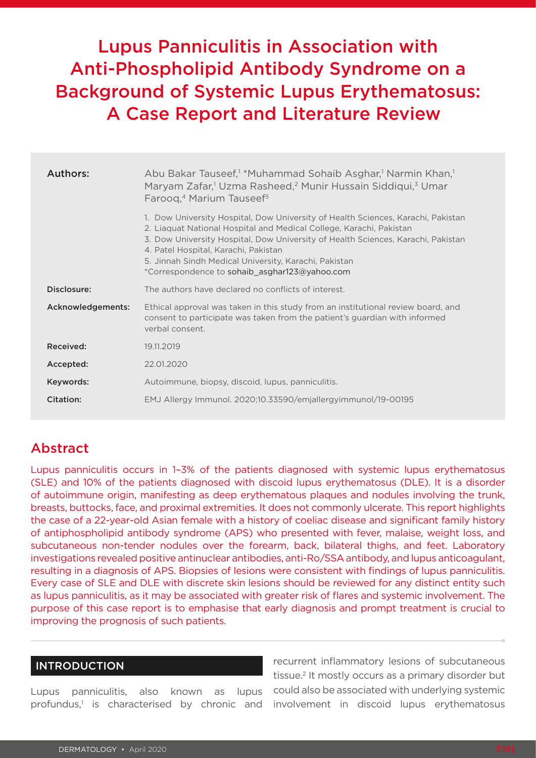# Lupus Panniculitis in Association with Anti-Phospholipid Antibody Syndrome on a Background of Systemic Lupus Erythematosus: A Case Report and Literature Review

| | |
|---|---|
| **Authors:** | Abu Bakar Tauseef,[1] *Muhammad Sohaib Asghar,[1] Narmin Khan,[1] Maryam Zafar,[1] Uzma Rasheed,[2] Munir Hussain Siddiqui,[3] Umar Farooq,[4] Marium Tauseef[5]<br><br>1. Dow University Hospital, Dow University of Health Sciences, Karachi, Pakistan<br>2. Liaquat National Hospital and Medical College, Karachi, Pakistan<br>3. Dow University Hospital, Dow University of Health Sciences, Karachi, Pakistan<br>4. Patel Hospital, Karachi, Pakistan<br>5. Jinnah Sindh Medical University, Karachi, Pakistan<br>*Correspondence to sohaib_asghar123@yahoo.com |
| **Disclosure:** | The authors have declared no conflicts of interest. |
| **Acknowledgements:** | Ethical approval was taken in this study from an institutional review board, and consent to participate was taken from the patient's guardian with informed verbal consent. |
| **Received:** | 19.11.2019 |
| **Accepted:** | 22.01.2020 |
| **Keywords:** | Autoimmune, biopsy, discoid, lupus, panniculitis. |
| **Citation:** | EMJ Allergy Immunol. 2020;10.33590/emjallergyimmunol/19-00195 |

## Abstract

Lupus panniculitis occurs in 1–3% of the patients diagnosed with systemic lupus erythematosus (SLE) and 10% of the patients diagnosed with discoid lupus erythematosus (DLE). It is a disorder of autoimmune origin, manifesting as deep erythematous plaques and nodules involving the trunk, breasts, buttocks, face, and proximal extremities. It does not commonly ulcerate. This report highlights the case of a 22-year-old Asian female with a history of coeliac disease and significant family history of antiphospholipid antibody syndrome (APS) who presented with fever, malaise, weight loss, and subcutaneous non-tender nodules over the forearm, back, bilateral thighs, and feet. Laboratory investigations revealed positive antinuclear antibodies, anti-Ro/SSA antibody, and lupus anticoagulant, resulting in a diagnosis of APS. Biopsies of lesions were consistent with findings of lupus panniculitis. Every case of SLE and DLE with discrete skin lesions should be reviewed for any distinct entity such as lupus panniculitis, as it may be associated with greater risk of flares and systemic involvement. The purpose of this case report is to emphasise that early diagnosis and prompt treatment is crucial to improving the prognosis of such patients.

## INTRODUCTION

Lupus panniculitis, also known as lupus profundus,[1] is characterised by chronic and recurrent inflammatory lesions of subcutaneous tissue.[2] It mostly occurs as a primary disorder but could also be associated with underlying systemic involvement in discoid lupus erythematosus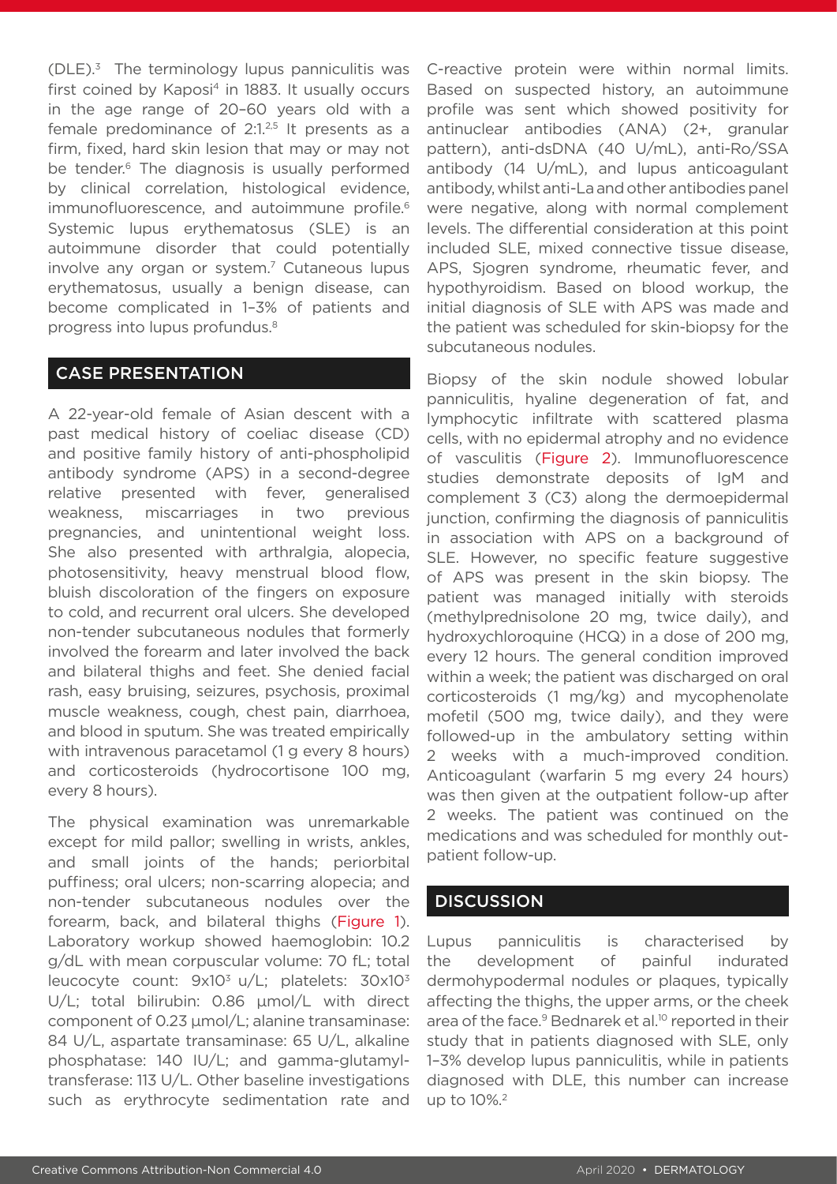(DLE).[3] The terminology lupus panniculitis was first coined by Kaposi[4] in 1883. It usually occurs in the age range of 20–60 years old with a female predominance of 2:1.[2,5] It presents as a firm, fixed, hard skin lesion that may or may not be tender.[6] The diagnosis is usually performed by clinical correlation, histological evidence, immunofluorescence, and autoimmune profile.[6] Systemic lupus erythematosus (SLE) is an autoimmune disorder that could potentially involve any organ or system.[7] Cutaneous lupus erythematosus, usually a benign disease, can become complicated in 1–3% of patients and progress into lupus profundus.[8]

## CASE PRESENTATION

A 22-year-old female of Asian descent with a past medical history of coeliac disease (CD) and positive family history of anti-phospholipid antibody syndrome (APS) in a second-degree relative presented with fever, generalised weakness, miscarriages in two previous pregnancies, and unintentional weight loss. She also presented with arthralgia, alopecia, photosensitivity, heavy menstrual blood flow, bluish discoloration of the fingers on exposure to cold, and recurrent oral ulcers. She developed non-tender subcutaneous nodules that formerly involved the forearm and later involved the back and bilateral thighs and feet. She denied facial rash, easy bruising, seizures, psychosis, proximal muscle weakness, cough, chest pain, diarrhoea, and blood in sputum. She was treated empirically with intravenous paracetamol (1 g every 8 hours) and corticosteroids (hydrocortisone 100 mg, every 8 hours).

The physical examination was unremarkable except for mild pallor; swelling in wrists, ankles, and small joints of the hands; periorbital puffiness; oral ulcers; non-scarring alopecia; and non-tender subcutaneous nodules over the forearm, back, and bilateral thighs (Figure 1). Laboratory workup showed haemoglobin: 10.2 g/dL with mean corpuscular volume: 70 fL; total leucocyte count: $9\times10^3$ u/L; platelets: $30\times10^3$ U/L; total bilirubin: 0.86 µmol/L with direct component of 0.23 µmol/L; alanine transaminase: 84 U/L, aspartate transaminase: 65 U/L, alkaline phosphatase: 140 IU/L; and gamma-glutamyl-transferase: 113 U/L. Other baseline investigations such as erythrocyte sedimentation rate and C-reactive protein were within normal limits. Based on suspected history, an autoimmune profile was sent which showed positivity for antinuclear antibodies (ANA) (2+, granular pattern), anti-dsDNA (40 U/mL), anti-Ro/SSA antibody (14 U/mL), and lupus anticoagulant antibody, whilst anti-La and other antibodies panel were negative, along with normal complement levels. The differential consideration at this point included SLE, mixed connective tissue disease, APS, Sjogren syndrome, rheumatic fever, and hypothyroidism. Based on blood workup, the initial diagnosis of SLE with APS was made and the patient was scheduled for skin-biopsy for the subcutaneous nodules.

Biopsy of the skin nodule showed lobular panniculitis, hyaline degeneration of fat, and lymphocytic infiltrate with scattered plasma cells, with no epidermal atrophy and no evidence of vasculitis (Figure 2). Immunofluorescence studies demonstrate deposits of IgM and complement 3 (C3) along the dermoepidermal junction, confirming the diagnosis of panniculitis in association with APS on a background of SLE. However, no specific feature suggestive of APS was present in the skin biopsy. The patient was managed initially with steroids (methylprednisolone 20 mg, twice daily), and hydroxychloroquine (HCQ) in a dose of 200 mg, every 12 hours. The general condition improved within a week; the patient was discharged on oral corticosteroids (1 mg/kg) and mycophenolate mofetil (500 mg, twice daily), and they were followed-up in the ambulatory setting within 2 weeks with a much-improved condition. Anticoagulant (warfarin 5 mg every 24 hours) was then given at the outpatient follow-up after 2 weeks. The patient was continued on the medications and was scheduled for monthly out-patient follow-up.

## DISCUSSION

Lupus panniculitis is characterised by the development of painful indurated dermohypodermal nodules or plaques, typically affecting the thighs, the upper arms, or the cheek area of the face.[9] Bednarek et al.[10] reported in their study that in patients diagnosed with SLE, only 1–3% develop lupus panniculitis, while in patients diagnosed with DLE, this number can increase up to 10%.[2]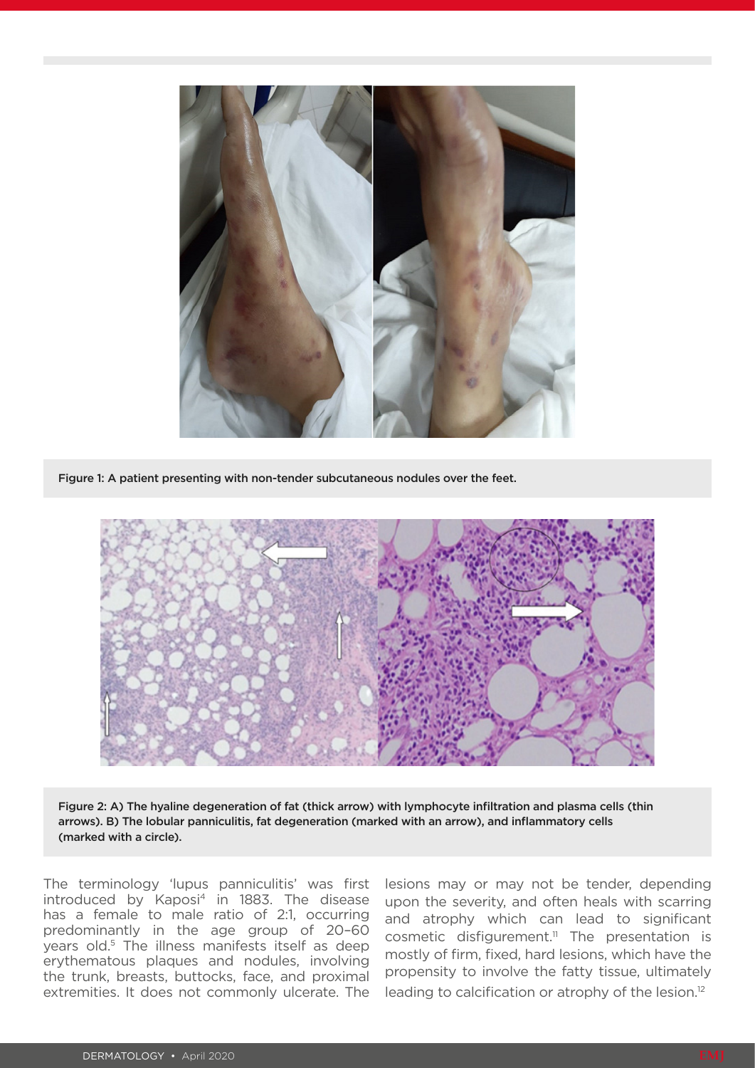Figure 1: A patient presenting with non-tender subcutaneous nodules over the feet.

Figure 2: A) The hyaline degeneration of fat (thick arrow) with lymphocyte infiltration and plasma cells (thin arrows). B) The lobular panniculitis, fat degeneration (marked with an arrow), and inflammatory cells (marked with a circle).

The terminology 'lupus panniculitis' was first introduced by Kaposi[4] in 1883. The disease has a female to male ratio of 2:1, occurring predominantly in the age group of 20–60 years old.[5] The illness manifests itself as deep erythematous plaques and nodules, involving the trunk, breasts, buttocks, face, and proximal extremities. It does not commonly ulcerate. The lesions may or may not be tender, depending upon the severity, and often heals with scarring and atrophy which can lead to significant cosmetic disfigurement.[11] The presentation is mostly of firm, fixed, hard lesions, which have the propensity to involve the fatty tissue, ultimately leading to calcification or atrophy of the lesion.[12]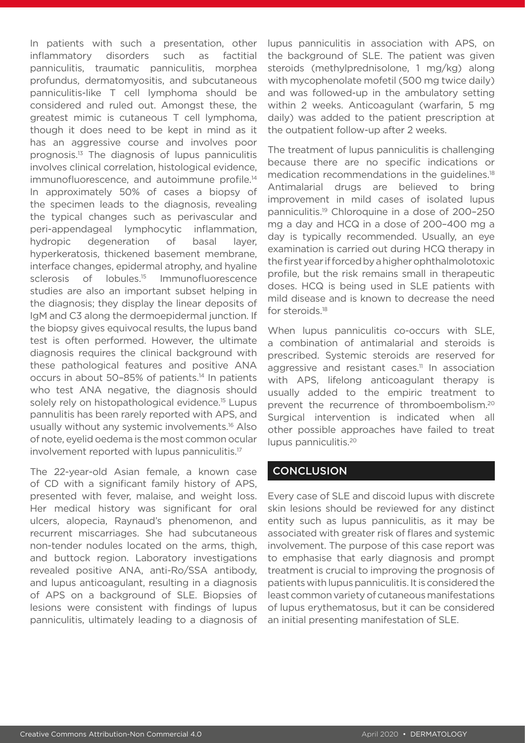In patients with such a presentation, other inflammatory disorders such as factitial panniculitis, traumatic panniculitis, morphea profundus, dermatomyositis, and subcutaneous panniculitis-like T cell lymphoma should be considered and ruled out. Amongst these, the greatest mimic is cutaneous T cell lymphoma, though it does need to be kept in mind as it has an aggressive course and involves poor prognosis.[13] The diagnosis of lupus panniculitis involves clinical correlation, histological evidence, immunofluorescence, and autoimmune profile.[14] In approximately 50% of cases a biopsy of the specimen leads to the diagnosis, revealing the typical changes such as perivascular and peri-appendageal lymphocytic inflammation, hydropic degeneration of basal layer, hyperkeratosis, thickened basement membrane, interface changes, epidermal atrophy, and hyaline sclerosis of lobules.[15] Immunofluorescence studies are also an important subset helping in the diagnosis; they display the linear deposits of IgM and C3 along the dermoepidermal junction. If the biopsy gives equivocal results, the lupus band test is often performed. However, the ultimate diagnosis requires the clinical background with these pathological features and positive ANA occurs in about 50–85% of patients.[14] In patients who test ANA negative, the diagnosis should solely rely on histopathological evidence.[15] Lupus pannulitis has been rarely reported with APS, and usually without any systemic involvements.[16] Also of note, eyelid oedema is the most common ocular involvement reported with lupus panniculitis.[17]

The 22-year-old Asian female, a known case of CD with a significant family history of APS, presented with fever, malaise, and weight loss. Her medical history was significant for oral ulcers, alopecia, Raynaud's phenomenon, and recurrent miscarriages. She had subcutaneous non-tender nodules located on the arms, thigh, and buttock region. Laboratory investigations revealed positive ANA, anti-Ro/SSA antibody, and lupus anticoagulant, resulting in a diagnosis of APS on a background of SLE. Biopsies of lesions were consistent with findings of lupus panniculitis, ultimately leading to a diagnosis of lupus panniculitis in association with APS, on the background of SLE. The patient was given steroids (methylprednisolone, 1 mg/kg) along with mycophenolate mofetil (500 mg twice daily) and was followed-up in the ambulatory setting within 2 weeks. Anticoagulant (warfarin, 5 mg daily) was added to the patient prescription at the outpatient follow-up after 2 weeks.

The treatment of lupus panniculitis is challenging because there are no specific indications or medication recommendations in the guidelines.[18] Antimalarial drugs are believed to bring improvement in mild cases of isolated lupus panniculitis.[19] Chloroquine in a dose of 200–250 mg a day and HCQ in a dose of 200–400 mg a day is typically recommended. Usually, an eye examination is carried out during HCQ therapy in the first year if forced by a higher ophthalmolotoxic profile, but the risk remains small in therapeutic doses. HCQ is being used in SLE patients with mild disease and is known to decrease the need for steroids.[18]

When lupus panniculitis co-occurs with SLE, a combination of antimalarial and steroids is prescribed. Systemic steroids are reserved for aggressive and resistant cases.[11] In association with APS, lifelong anticoagulant therapy is usually added to the empiric treatment to prevent the recurrence of thromboembolism.[20] Surgical intervention is indicated when all other possible approaches have failed to treat lupus panniculitis.[20]

## CONCLUSION

Every case of SLE and discoid lupus with discrete skin lesions should be reviewed for any distinct entity such as lupus panniculitis, as it may be associated with greater risk of flares and systemic involvement. The purpose of this case report was to emphasise that early diagnosis and prompt treatment is crucial to improving the prognosis of patients with lupus panniculitis. It is considered the least common variety of cutaneous manifestations of lupus erythematosus, but it can be considered an initial presenting manifestation of SLE.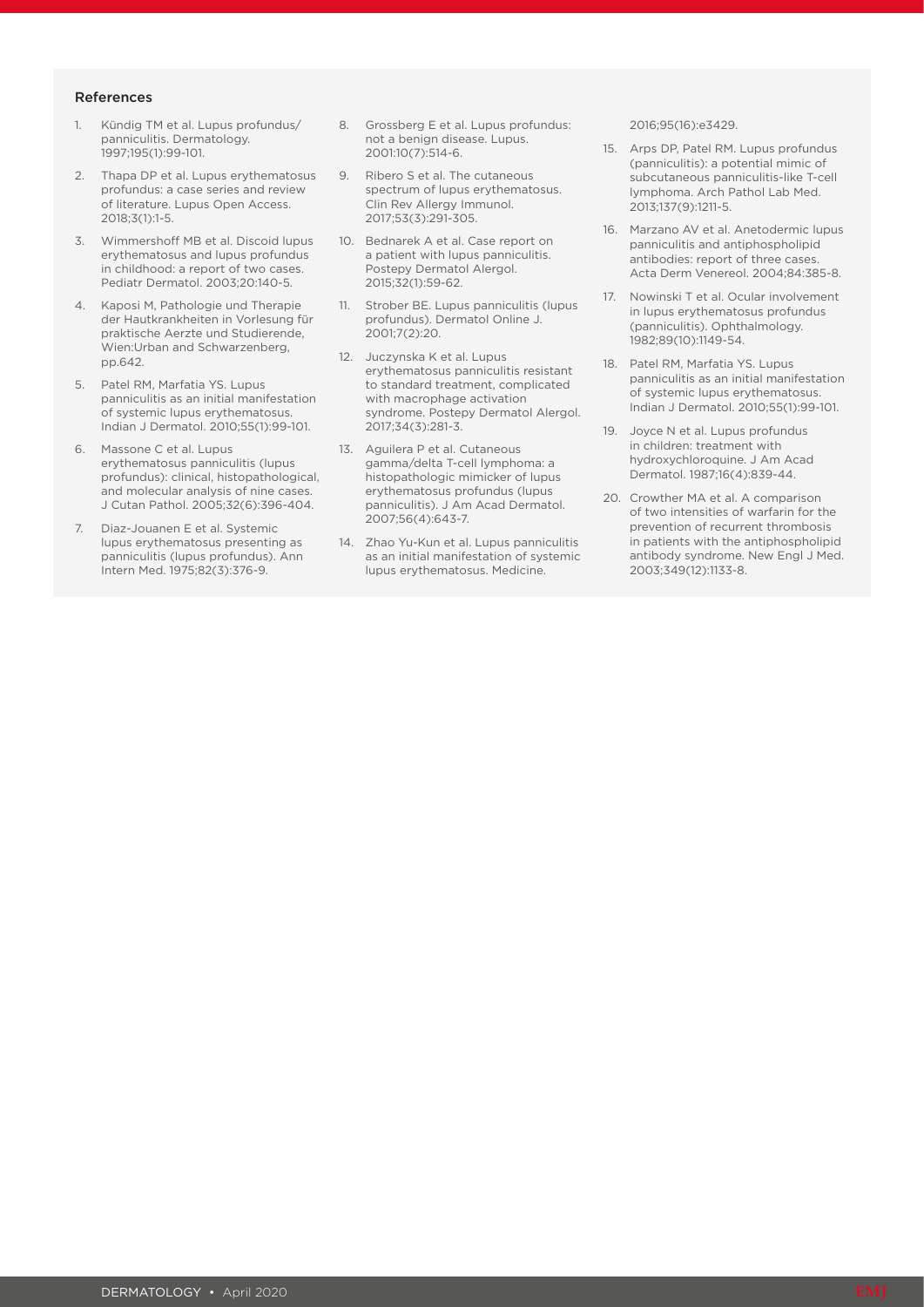## References

1. Kündig TM et al. Lupus profundus/ panniculitis. Dermatology. 1997;195(1):99-101.
2. Thapa DP et al. Lupus erythematosus profundus: a case series and review of literature. Lupus Open Access. 2018;3(1):1-5.
3. Wimmershoff MB et al. Discoid lupus erythematosus and lupus profundus in childhood: a report of two cases. Pediatr Dermatol. 2003;20:140-5.
4. Kaposi M, Pathologie und Therapie der Hautkrankheiten in Vorlesung für praktische Aerzte und Studierende, Wien:Urban and Schwarzenberg, pp.642.
5. Patel RM, Marfatia YS. Lupus panniculitis as an initial manifestation of systemic lupus erythematosus. Indian J Dermatol. 2010;55(1):99-101.
6. Massone C et al. Lupus erythematosus panniculitis (lupus profundus): clinical, histopathological, and molecular analysis of nine cases. J Cutan Pathol. 2005;32(6):396-404.
7. Diaz-Jouanen E et al. Systemic lupus erythematosus presenting as panniculitis (lupus profundus). Ann Intern Med. 1975;82(3):376-9.
8. Grossberg E et al. Lupus profundus: not a benign disease. Lupus. 2001:10(7):514-6.
9. Ribero S et al. The cutaneous spectrum of lupus erythematosus. Clin Rev Allergy Immunol. 2017;53(3):291-305.
10. Bednarek A et al. Case report on a patient with lupus panniculitis. Postepy Dermatol Alergol. 2015;32(1):59-62.
11. Strober BE. Lupus panniculitis (lupus profundus). Dermatol Online J. 2001;7(2):20.
12. Juczynska K et al. Lupus erythematosus panniculitis resistant to standard treatment, complicated with macrophage activation syndrome. Postepy Dermatol Alergol. 2017;34(3):281-3.
13. Aguilera P et al. Cutaneous gamma/delta T-cell lymphoma: a histopathologic mimicker of lupus erythematosus profundus (lupus panniculitis). J Am Acad Dermatol. 2007;56(4):643-7.
14. Zhao Yu-Kun et al. Lupus panniculitis as an initial manifestation of systemic lupus erythematosus. Medicine. 2016;95(16):e3429.
15. Arps DP, Patel RM. Lupus profundus (panniculitis): a potential mimic of subcutaneous panniculitis-like T-cell lymphoma. Arch Pathol Lab Med. 2013;137(9):1211-5.
16. Marzano AV et al. Anetodermic lupus panniculitis and antiphospholipid antibodies: report of three cases. Acta Derm Venereol. 2004;84:385-8.
17. Nowinski T et al. Ocular involvement in lupus erythematosus profundus (panniculitis). Ophthalmology. 1982;89(10):1149-54.
18. Patel RM, Marfatia YS. Lupus panniculitis as an initial manifestation of systemic lupus erythematosus. Indian J Dermatol. 2010;55(1):99-101.
19. Joyce N et al. Lupus profundus in children: treatment with hydroxychloroquine. J Am Acad Dermatol. 1987;16(4):839-44.
20. Crowther MA et al. A comparison of two intensities of warfarin for the prevention of recurrent thrombosis in patients with the antiphospholipid antibody syndrome. New Engl J Med. 2003;349(12):1133-8.